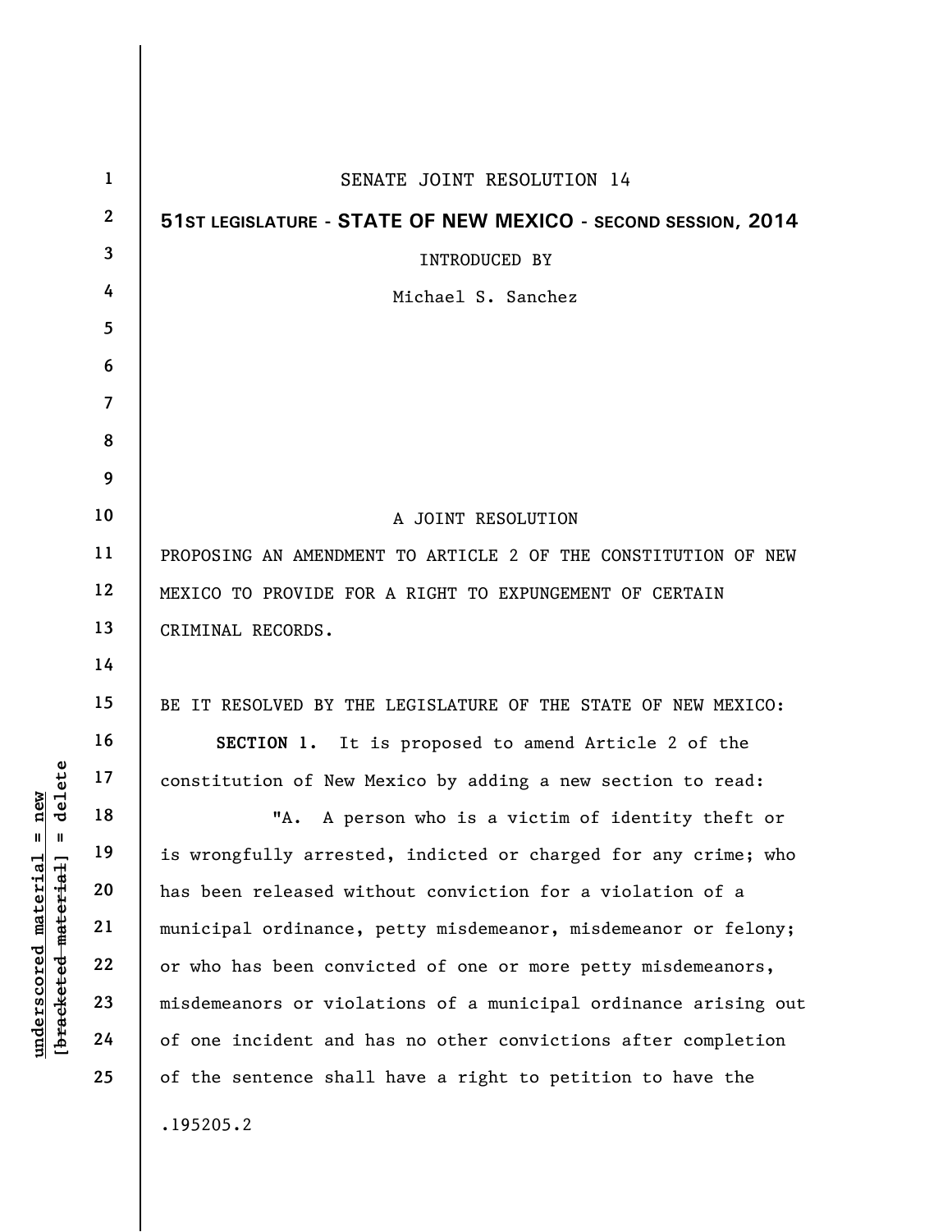SENATE JOINT RESOLUTION 14

**51ST LEGISLATURE - STATE OF NEW MEXICO - SECOND SESSION, 2014**

INTRODUCED BY

Michael S. Sanchez

A JOINT RESOLUTION

PROPOSING AN AMENDMENT TO ARTICLE 2 OF THE CONSTITUTION OF NEW MEXICO TO PROVIDE FOR A RIGHT TO EXPUNGEMENT OF CERTAIN CRIMINAL RECORDS.

BE IT RESOLVED BY THE LEGISLATURE OF THE STATE OF NEW MEXICO:

**SECTION 1.** It is proposed to amend Article 2 of the constitution of New Mexico by adding a new section to read:

"A. A person who is a victim of identity theft or is wrongfully arrested, indicted or charged for any crime; who has been released without conviction for a violation of a municipal ordinance, petty misdemeanor, misdemeanor or felony; or who has been convicted of one or more petty misdemeanors, misdemeanors or violations of a municipal ordinance arising out of one incident and has no other convictions after completion of the sentence shall have a right to petition to have the

.195205.2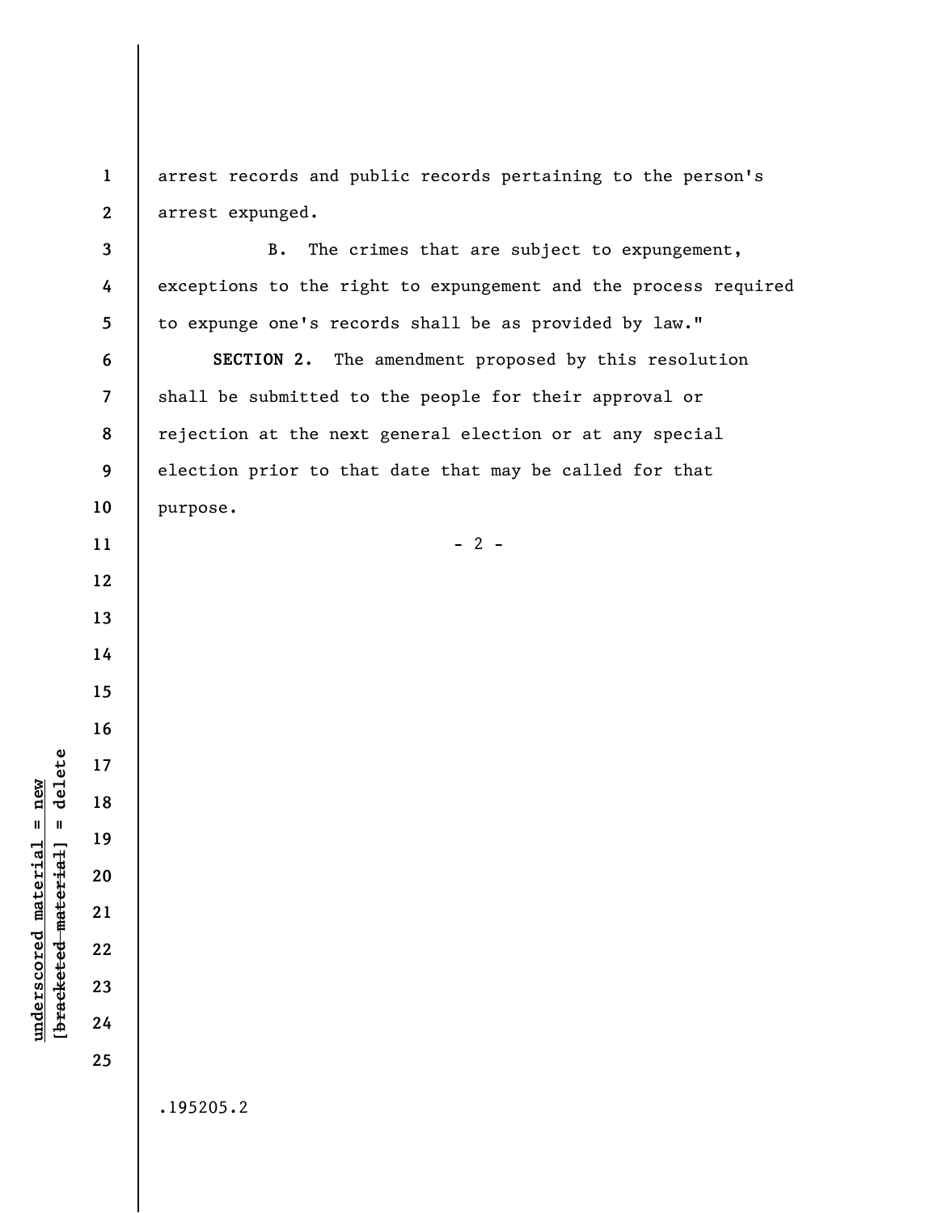arrest records and public records pertaining to the person's arrest expunged.

B. The crimes that are subject to expungement, exceptions to the right to expungement and the process required to expunge one's records shall be as provided by law."

**SECTION 2.** The amendment proposed by this resolution shall be submitted to the people for their approval or rejection at the next general election or at any special election prior to that date that may be called for that purpose.

.195205.2